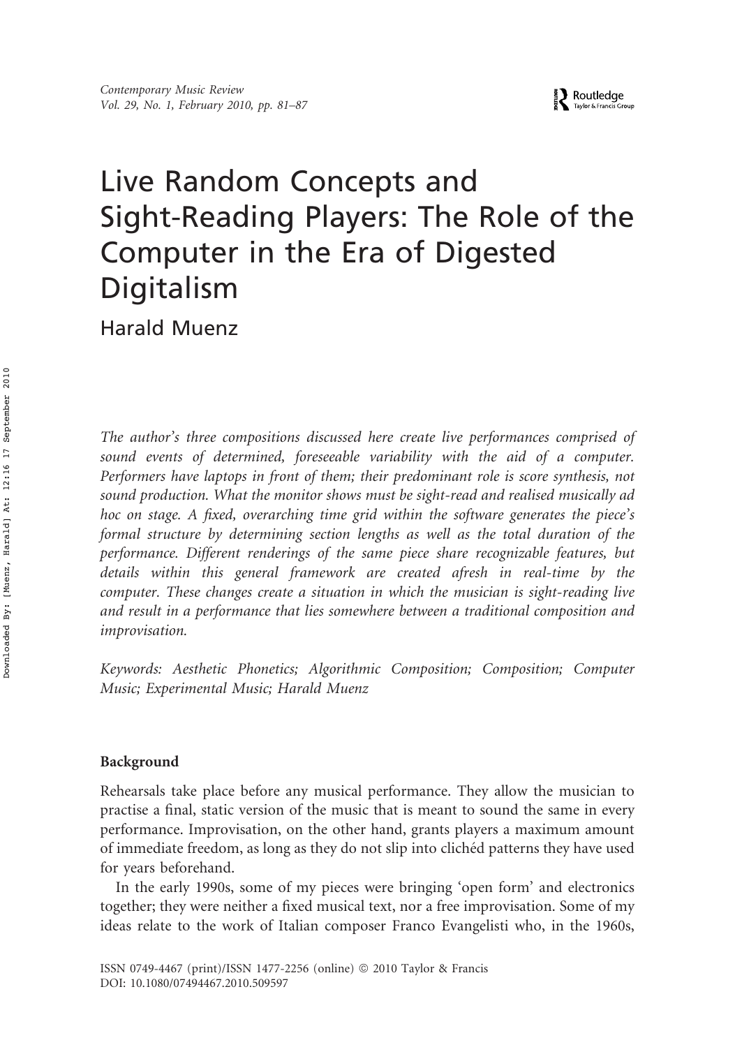# Live Random Concepts and Sight-Reading Players: The Role of the Computer in the Era of Digested Digitalism

Harald Muenz

*The author's three compositions discussed here create live performances comprised of sound events of determined, foreseeable variability with the aid of a computer. Performers have laptops in front of them; their predominant role is score synthesis, not sound production. What the monitor shows must be sight-read and realised musically ad hoc on stage. A fixed, overarching time grid within the software generates the piece's formal structure by determining section lengths as well as the total duration of the performance. Different renderings of the same piece share recognizable features, but details within this general framework are created afresh in real-time by the computer. These changes create a situation in which the musician is sight-reading live and result in a performance that lies somewhere between a traditional composition and improvisation.*

*Keywords: Aesthetic Phonetics; Algorithmic Composition; Composition; Computer Music; Experimental Music; Harald Muenz*

## Background

Rehearsals take place before any musical performance. They allow the musician to practise a final, static version of the music that is meant to sound the same in every performance. Improvisation, on the other hand, grants players a maximum amount of immediate freedom, as long as they do not slip into clichéd patterns they have used for years beforehand.

In the early 1990s, some of my pieces were bringing 'open form' and electronics together; they were neither a fixed musical text, nor a free improvisation. Some of my ideas relate to the work of Italian composer Franco Evangelisti who, in the 1960s,

ISSN 0749-4467 (print)/ISSN 1477-2256 (online) © 2010 Taylor & Francis
DOI: 10.1080/07494467.2010.509597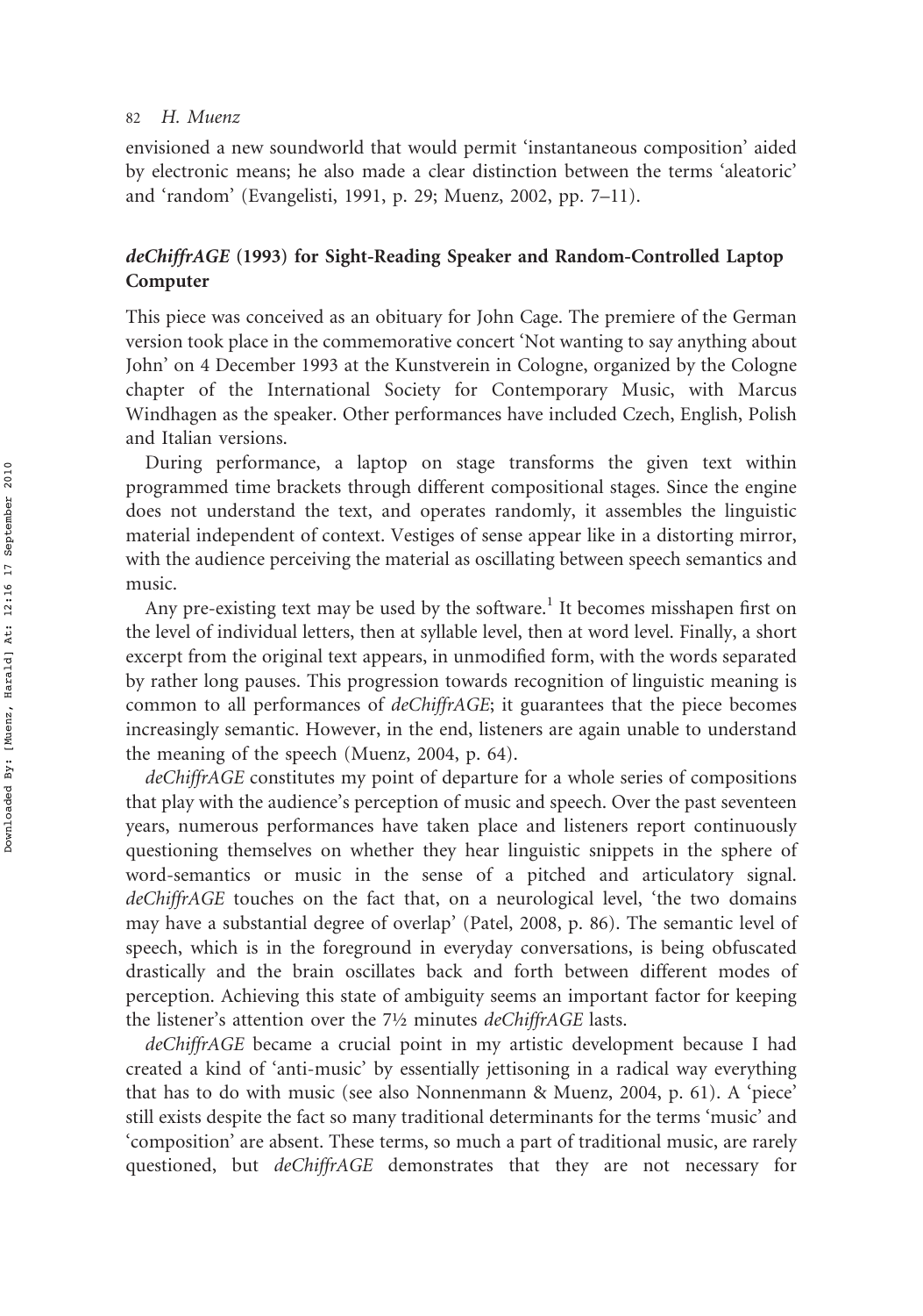envisioned a new soundworld that would permit 'instantaneous composition' aided by electronic means; he also made a clear distinction between the terms 'aleatoric' and 'random' (Evangelisti, 1991, p. 29; Muenz, 2002, pp. 7–11).

## *deChiffrAGE* (1993) for Sight-Reading Speaker and Random-Controlled Laptop Computer

This piece was conceived as an obituary for John Cage. The premiere of the German version took place in the commemorative concert 'Not wanting to say anything about John' on 4 December 1993 at the Kunstverein in Cologne, organized by the Cologne chapter of the International Society for Contemporary Music, with Marcus Windhagen as the speaker. Other performances have included Czech, English, Polish and Italian versions.

During performance, a laptop on stage transforms the given text within programmed time brackets through different compositional stages. Since the engine does not understand the text, and operates randomly, it assembles the linguistic material independent of context. Vestiges of sense appear like in a distorting mirror, with the audience perceiving the material as oscillating between speech semantics and music.

Any pre-existing text may be used by the software.[1] It becomes misshapen first on the level of individual letters, then at syllable level, then at word level. Finally, a short excerpt from the original text appears, in unmodified form, with the words separated by rather long pauses. This progression towards recognition of linguistic meaning is common to all performances of *deChiffrAGE*; it guarantees that the piece becomes increasingly semantic. However, in the end, listeners are again unable to understand the meaning of the speech (Muenz, 2004, p. 64).

*deChiffrAGE* constitutes my point of departure for a whole series of compositions that play with the audience's perception of music and speech. Over the past seventeen years, numerous performances have taken place and listeners report continuously questioning themselves on whether they hear linguistic snippets in the sphere of word-semantics or music in the sense of a pitched and articulatory signal. *deChiffrAGE* touches on the fact that, on a neurological level, 'the two domains may have a substantial degree of overlap' (Patel, 2008, p. 86). The semantic level of speech, which is in the foreground in everyday conversations, is being obfuscated drastically and the brain oscillates back and forth between different modes of perception. Achieving this state of ambiguity seems an important factor for keeping the listener's attention over the 7½ minutes *deChiffrAGE* lasts.

*deChiffrAGE* became a crucial point in my artistic development because I had created a kind of 'anti-music' by essentially jettisoning in a radical way everything that has to do with music (see also Nonnenmann & Muenz, 2004, p. 61). A 'piece' still exists despite the fact so many traditional determinants for the terms 'music' and 'composition' are absent. These terms, so much a part of traditional music, are rarely questioned, but *deChiffrAGE* demonstrates that they are not necessary for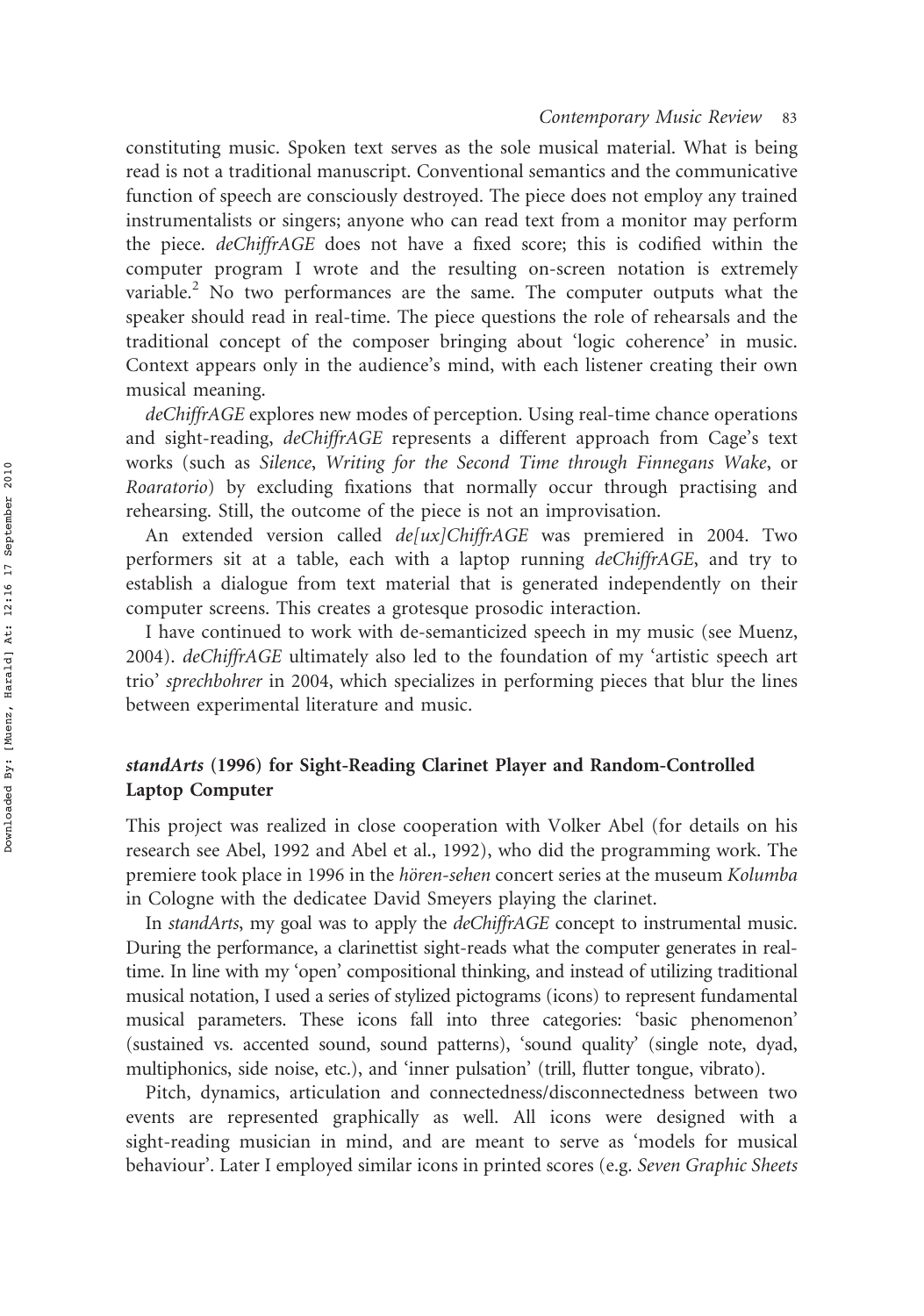constituting music. Spoken text serves as the sole musical material. What is being read is not a traditional manuscript. Conventional semantics and the communicative function of speech are consciously destroyed. The piece does not employ any trained instrumentalists or singers; anyone who can read text from a monitor may perform the piece. *deChiffrAGE* does not have a fixed score; this is codified within the computer program I wrote and the resulting on-screen notation is extremely variable.[2] No two performances are the same. The computer outputs what the speaker should read in real-time. The piece questions the role of rehearsals and the traditional concept of the composer bringing about 'logic coherence' in music. Context appears only in the audience's mind, with each listener creating their own musical meaning.

*deChiffrAGE* explores new modes of perception. Using real-time chance operations and sight-reading, *deChiffrAGE* represents a different approach from Cage's text works (such as *Silence*, *Writing for the Second Time through Finnegans Wake*, or *Roaratorio*) by excluding fixations that normally occur through practising and rehearsing. Still, the outcome of the piece is not an improvisation.

An extended version called *de[ux]ChiffrAGE* was premiered in 2004. Two performers sit at a table, each with a laptop running *deChiffrAGE*, and try to establish a dialogue from text material that is generated independently on their computer screens. This creates a grotesque prosodic interaction.

I have continued to work with de-semanticized speech in my music (see Muenz, 2004). *deChiffrAGE* ultimately also led to the foundation of my 'artistic speech art trio' *sprechbohrer* in 2004, which specializes in performing pieces that blur the lines between experimental literature and music.

## *standArts* (1996) for Sight-Reading Clarinet Player and Random-Controlled Laptop Computer

This project was realized in close cooperation with Volker Abel (for details on his research see Abel, 1992 and Abel et al., 1992), who did the programming work. The premiere took place in 1996 in the *hören-sehen* concert series at the museum *Kolumba* in Cologne with the dedicatee David Smeyers playing the clarinet.

In *standArts*, my goal was to apply the *deChiffrAGE* concept to instrumental music. During the performance, a clarinettist sight-reads what the computer generates in real-time. In line with my 'open' compositional thinking, and instead of utilizing traditional musical notation, I used a series of stylized pictograms (icons) to represent fundamental musical parameters. These icons fall into three categories: 'basic phenomenon' (sustained vs. accented sound, sound patterns), 'sound quality' (single note, dyad, multiphonics, side noise, etc.), and 'inner pulsation' (trill, flutter tongue, vibrato).

Pitch, dynamics, articulation and connectedness/disconnectedness between two events are represented graphically as well. All icons were designed with a sight-reading musician in mind, and are meant to serve as 'models for musical behaviour'. Later I employed similar icons in printed scores (e.g. *Seven Graphic Sheets*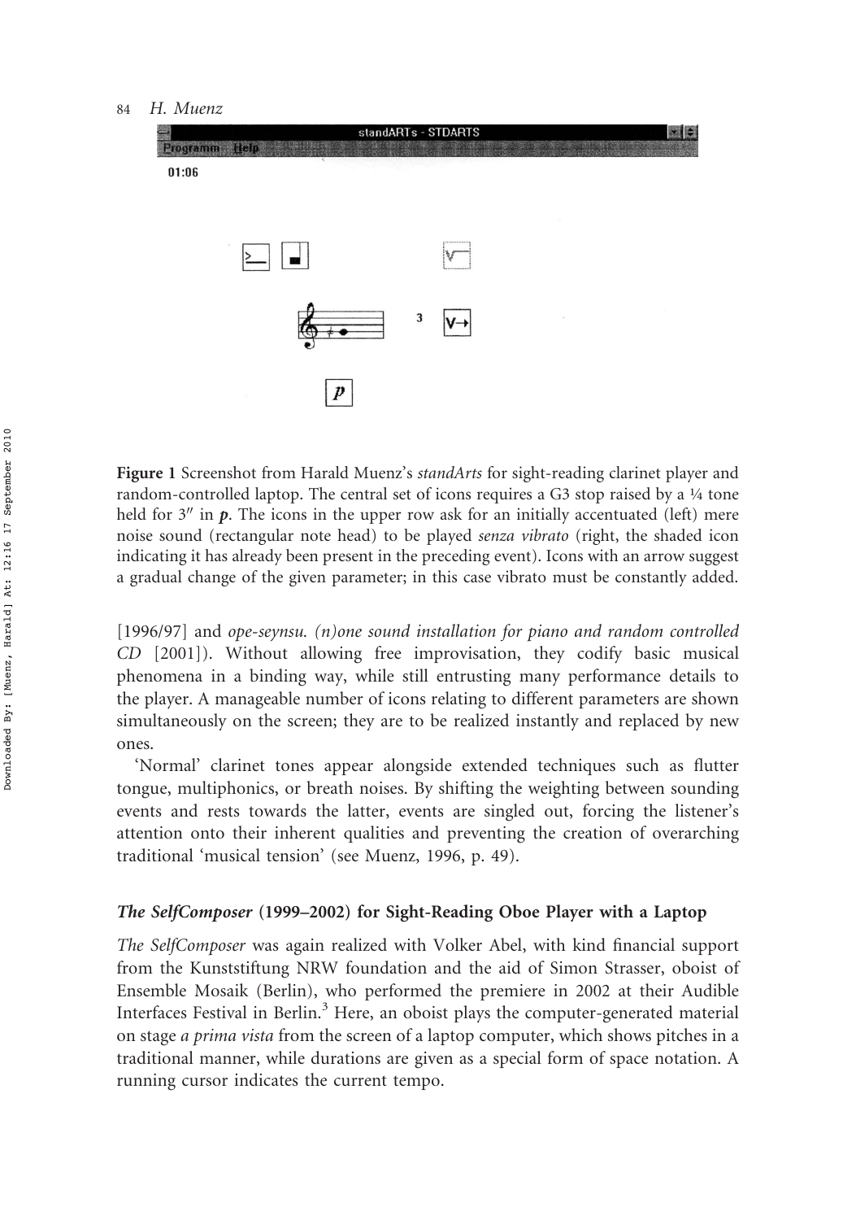Figure 1 Screenshot from Harald Muenz's *standArts* for sight-reading clarinet player and random-controlled laptop. The central set of icons requires a G3 stop raised by a ¼ tone held for 3″ in ***p***. The icons in the upper row ask for an initially accentuated (left) mere noise sound (rectangular note head) to be played *senza vibrato* (right, the shaded icon indicating it has already been present in the preceding event). Icons with an arrow suggest a gradual change of the given parameter; in this case vibrato must be constantly added.

[1996/97] and *ope-seynsu. (n)one sound installation for piano and random controlled CD* [2001]). Without allowing free improvisation, they codify basic musical phenomena in a binding way, while still entrusting many performance details to the player. A manageable number of icons relating to different parameters are shown simultaneously on the screen; they are to be realized instantly and replaced by new ones.

'Normal' clarinet tones appear alongside extended techniques such as flutter tongue, multiphonics, or breath noises. By shifting the weighting between sounding events and rests towards the latter, events are singled out, forcing the listener's attention onto their inherent qualities and preventing the creation of overarching traditional 'musical tension' (see Muenz, 1996, p. 49).

### *The SelfComposer* (1999–2002) for Sight-Reading Oboe Player with a Laptop

*The SelfComposer* was again realized with Volker Abel, with kind financial support from the Kunststiftung NRW foundation and the aid of Simon Strasser, oboist of Ensemble Mosaik (Berlin), who performed the premiere in 2002 at their Audible Interfaces Festival in Berlin.[3] Here, an oboist plays the computer-generated material on stage *a prima vista* from the screen of a laptop computer, which shows pitches in a traditional manner, while durations are given as a special form of space notation. A running cursor indicates the current tempo.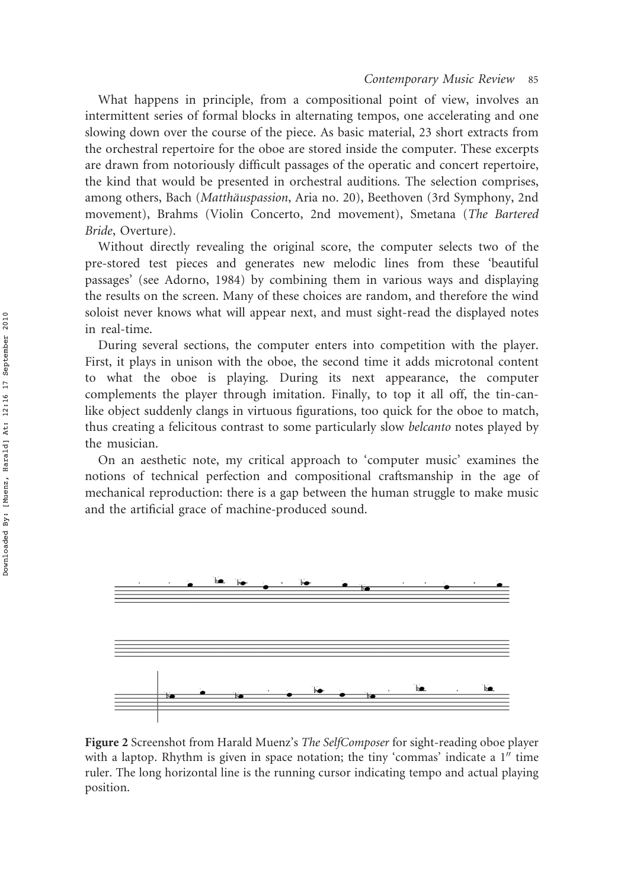What happens in principle, from a compositional point of view, involves an intermittent series of formal blocks in alternating tempos, one accelerating and one slowing down over the course of the piece. As basic material, 23 short extracts from the orchestral repertoire for the oboe are stored inside the computer. These excerpts are drawn from notoriously difficult passages of the operatic and concert repertoire, the kind that would be presented in orchestral auditions. The selection comprises, among others, Bach (*Matthäuspassion*, Aria no. 20), Beethoven (3rd Symphony, 2nd movement), Brahms (Violin Concerto, 2nd movement), Smetana (*The Bartered Bride*, Overture).

Without directly revealing the original score, the computer selects two of the pre-stored test pieces and generates new melodic lines from these 'beautiful passages' (see Adorno, 1984) by combining them in various ways and displaying the results on the screen. Many of these choices are random, and therefore the wind soloist never knows what will appear next, and must sight-read the displayed notes in real-time.

During several sections, the computer enters into competition with the player. First, it plays in unison with the oboe, the second time it adds microtonal content to what the oboe is playing. During its next appearance, the computer complements the player through imitation. Finally, to top it all off, the tin-can-like object suddenly clangs in virtuous figurations, too quick for the oboe to match, thus creating a felicitous contrast to some particularly slow *belcanto* notes played by the musician.

On an aesthetic note, my critical approach to 'computer music' examines the notions of technical perfection and compositional craftsmanship in the age of mechanical reproduction: there is a gap between the human struggle to make music and the artificial grace of machine-produced sound.

**Figure 2** Screenshot from Harald Muenz's *The SelfComposer* for sight-reading oboe player with a laptop. Rhythm is given in space notation; the tiny 'commas' indicate a 1″ time ruler. The long horizontal line is the running cursor indicating tempo and actual playing position.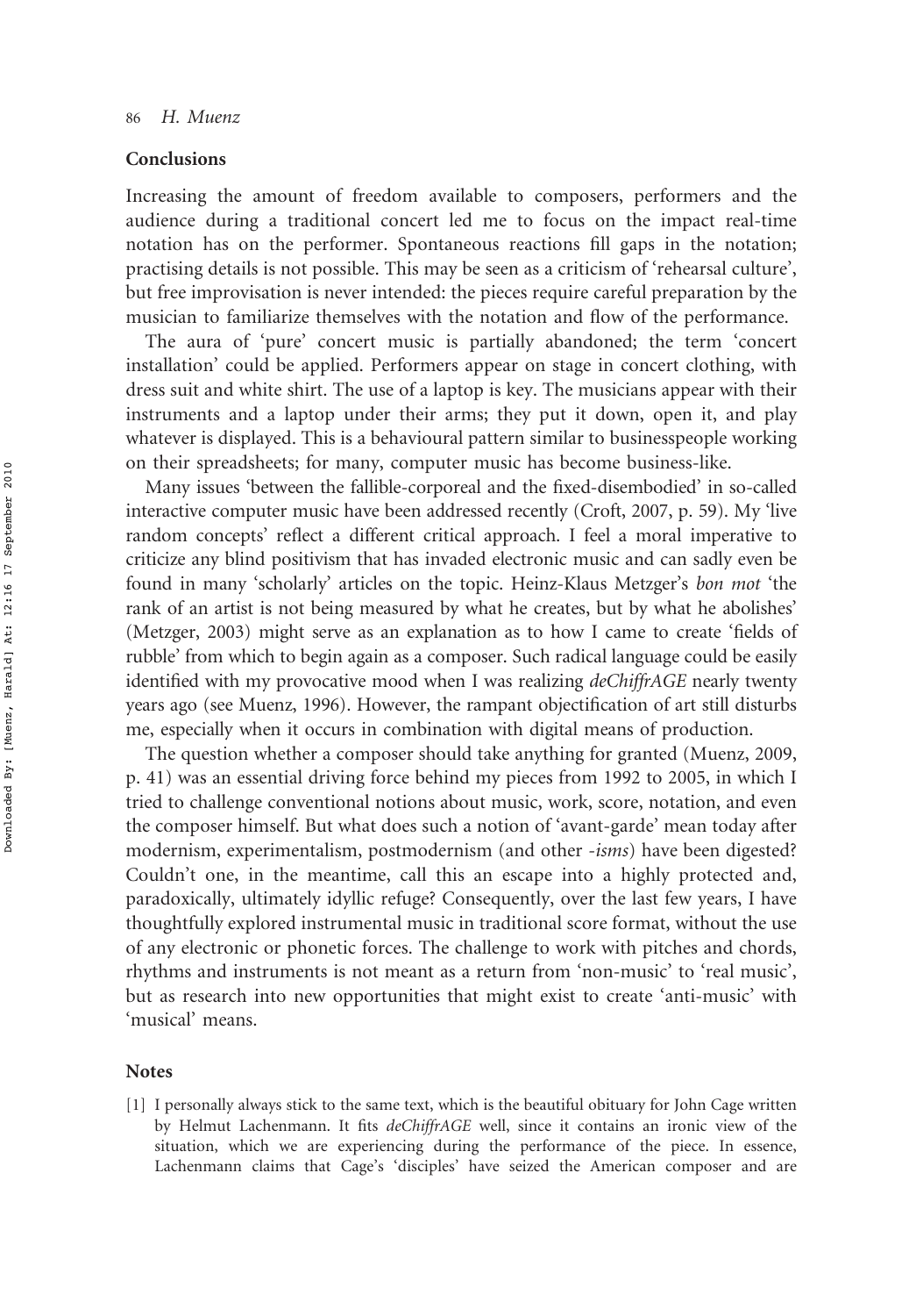## Conclusions

Increasing the amount of freedom available to composers, performers and the audience during a traditional concert led me to focus on the impact real-time notation has on the performer. Spontaneous reactions fill gaps in the notation; practising details is not possible. This may be seen as a criticism of 'rehearsal culture', but free improvisation is never intended: the pieces require careful preparation by the musician to familiarize themselves with the notation and flow of the performance.

The aura of 'pure' concert music is partially abandoned; the term 'concert installation' could be applied. Performers appear on stage in concert clothing, with dress suit and white shirt. The use of a laptop is key. The musicians appear with their instruments and a laptop under their arms; they put it down, open it, and play whatever is displayed. This is a behavioural pattern similar to businesspeople working on their spreadsheets; for many, computer music has become business-like.

Many issues 'between the fallible-corporeal and the fixed-disembodied' in so-called interactive computer music have been addressed recently (Croft, 2007, p. 59). My 'live random concepts' reflect a different critical approach. I feel a moral imperative to criticize any blind positivism that has invaded electronic music and can sadly even be found in many 'scholarly' articles on the topic. Heinz-Klaus Metzger's *bon mot* 'the rank of an artist is not being measured by what he creates, but by what he abolishes' (Metzger, 2003) might serve as an explanation as to how I came to create 'fields of rubble' from which to begin again as a composer. Such radical language could be easily identified with my provocative mood when I was realizing *deChiffrAGE* nearly twenty years ago (see Muenz, 1996). However, the rampant objectification of art still disturbs me, especially when it occurs in combination with digital means of production.

The question whether a composer should take anything for granted (Muenz, 2009, p. 41) was an essential driving force behind my pieces from 1992 to 2005, in which I tried to challenge conventional notions about music, work, score, notation, and even the composer himself. But what does such a notion of 'avant-garde' mean today after modernism, experimentalism, postmodernism (and other *-isms*) have been digested? Couldn't one, in the meantime, call this an escape into a highly protected and, paradoxically, ultimately idyllic refuge? Consequently, over the last few years, I have thoughtfully explored instrumental music in traditional score format, without the use of any electronic or phonetic forces. The challenge to work with pitches and chords, rhythms and instruments is not meant as a return from 'non-music' to 'real music', but as research into new opportunities that might exist to create 'anti-music' with 'musical' means.

## Notes

[1] I personally always stick to the same text, which is the beautiful obituary for John Cage written by Helmut Lachenmann. It fits *deChiffrAGE* well, since it contains an ironic view of the situation, which we are experiencing during the performance of the piece. In essence, Lachenmann claims that Cage's 'disciples' have seized the American composer and are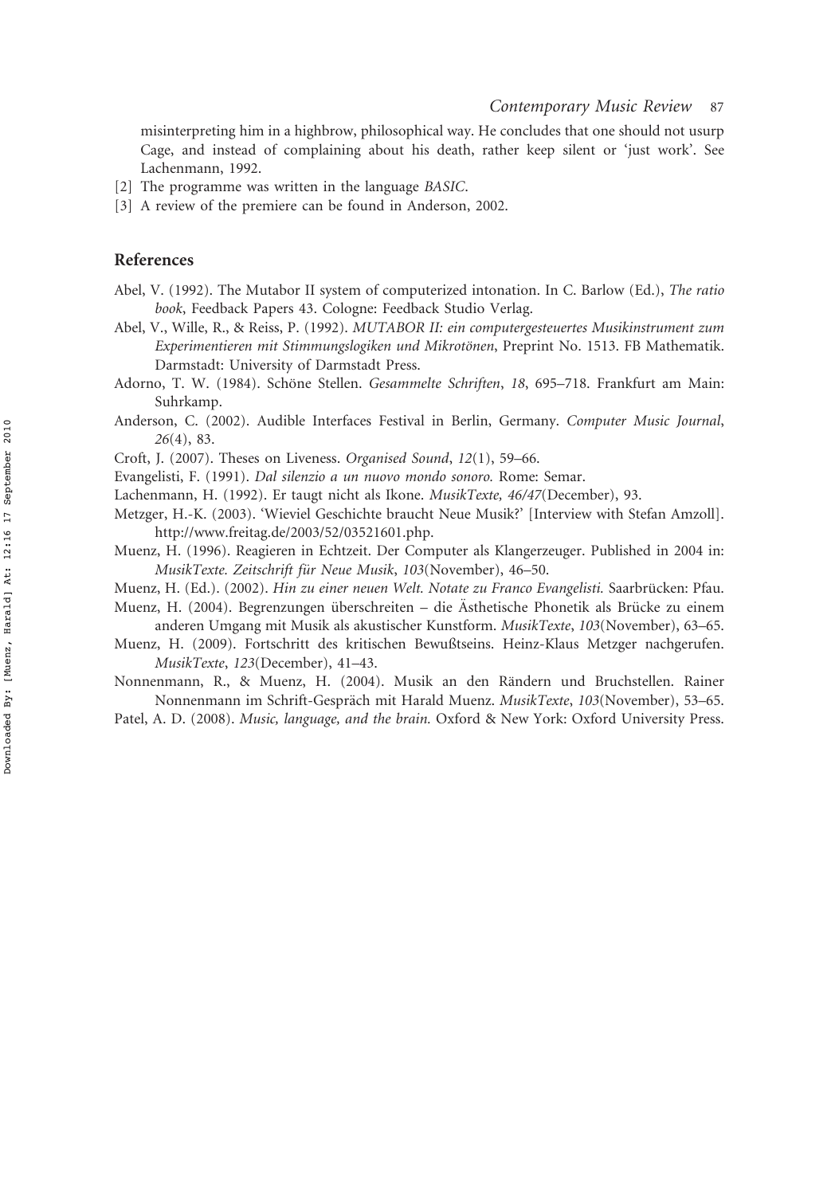misinterpreting him in a highbrow, philosophical way. He concludes that one should not usurp Cage, and instead of complaining about his death, rather keep silent or 'just work'. See Lachenmann, 1992.

[2] The programme was written in the language *BASIC*.

[3] A review of the premiere can be found in Anderson, 2002.

## References

Abel, V. (1992). The Mutabor II system of computerized intonation. In C. Barlow (Ed.), *The ratio book*, Feedback Papers 43. Cologne: Feedback Studio Verlag.

Abel, V., Wille, R., & Reiss, P. (1992). *MUTABOR II: ein computergesteuertes Musikinstrument zum Experimentieren mit Stimmungslogiken und Mikrotönen*, Preprint No. 1513. FB Mathematik. Darmstadt: University of Darmstadt Press.

Adorno, T. W. (1984). Schöne Stellen. *Gesammelte Schriften*, *18*, 695–718. Frankfurt am Main: Suhrkamp.

Anderson, C. (2002). Audible Interfaces Festival in Berlin, Germany. *Computer Music Journal*, *26*(4), 83.

Croft, J. (2007). Theses on Liveness. *Organised Sound*, *12*(1), 59–66.

Evangelisti, F. (1991). *Dal silenzio a un nuovo mondo sonoro.* Rome: Semar.

Lachenmann, H. (1992). Er taugt nicht als Ikone. *MusikTexte, 46/47*(December), 93.

Metzger, H.-K. (2003). 'Wieviel Geschichte braucht Neue Musik?' [Interview with Stefan Amzoll]. http://www.freitag.de/2003/52/03521601.php.

Muenz, H. (1996). Reagieren in Echtzeit. Der Computer als Klangerzeuger. Published in 2004 in: *MusikTexte. Zeitschrift für Neue Musik*, *103*(November), 46–50.

Muenz, H. (Ed.). (2002). *Hin zu einer neuen Welt. Notate zu Franco Evangelisti.* Saarbrücken: Pfau.

Muenz, H. (2004). Begrenzungen überschreiten – die Ästhetische Phonetik als Brücke zu einem anderen Umgang mit Musik als akustischer Kunstform. *MusikTexte*, *103*(November), 63–65.

Muenz, H. (2009). Fortschritt des kritischen Bewußtseins. Heinz-Klaus Metzger nachgerufen. *MusikTexte*, *123*(December), 41–43.

Nonnenmann, R., & Muenz, H. (2004). Musik an den Rändern und Bruchstellen. Rainer Nonnenmann im Schrift-Gespräch mit Harald Muenz. *MusikTexte*, *103*(November), 53–65.

Patel, A. D. (2008). *Music, language, and the brain.* Oxford & New York: Oxford University Press.